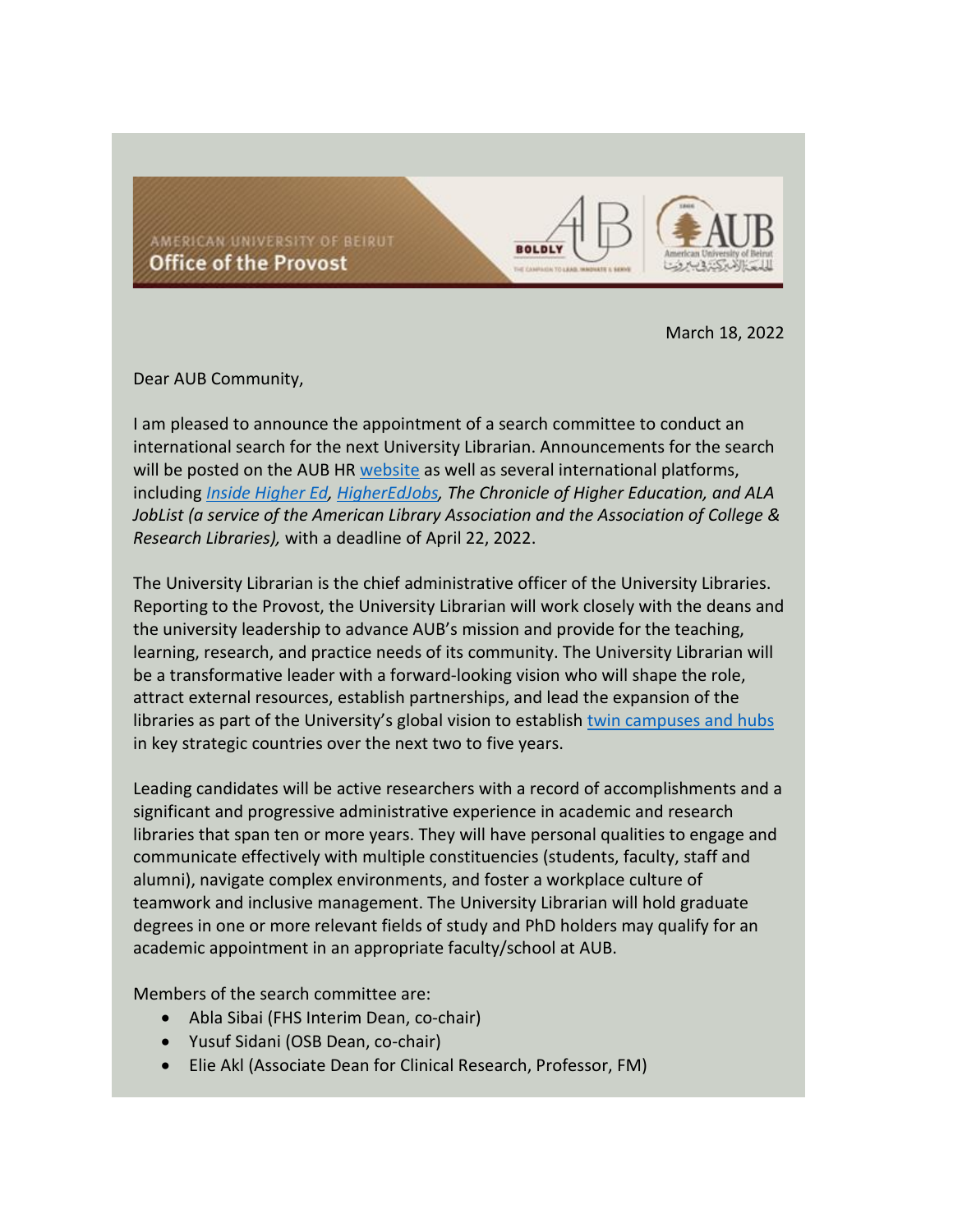AMERICAN UNIVERSITY OF BEIRUT
**Office of the Provost**

March 18, 2022

Dear AUB Community,

I am pleased to announce the appointment of a search committee to conduct an international search for the next University Librarian. Announcements for the search will be posted on the AUB HR website as well as several international platforms, including *Inside Higher Ed, HigherEdJobs, The Chronicle of Higher Education, and ALA JobList (a service of the American Library Association and the Association of College & Research Libraries),* with a deadline of April 22, 2022.

The University Librarian is the chief administrative officer of the University Libraries. Reporting to the Provost, the University Librarian will work closely with the deans and the university leadership to advance AUB's mission and provide for the teaching, learning, research, and practice needs of its community. The University Librarian will be a transformative leader with a forward-looking vision who will shape the role, attract external resources, establish partnerships, and lead the expansion of the libraries as part of the University's global vision to establish twin campuses and hubs in key strategic countries over the next two to five years.

Leading candidates will be active researchers with a record of accomplishments and a significant and progressive administrative experience in academic and research libraries that span ten or more years. They will have personal qualities to engage and communicate effectively with multiple constituencies (students, faculty, staff and alumni), navigate complex environments, and foster a workplace culture of teamwork and inclusive management. The University Librarian will hold graduate degrees in one or more relevant fields of study and PhD holders may qualify for an academic appointment in an appropriate faculty/school at AUB.

Members of the search committee are:

- Abla Sibai (FHS Interim Dean, co-chair)
- Yusuf Sidani (OSB Dean, co-chair)
- Elie Akl (Associate Dean for Clinical Research, Professor, FM)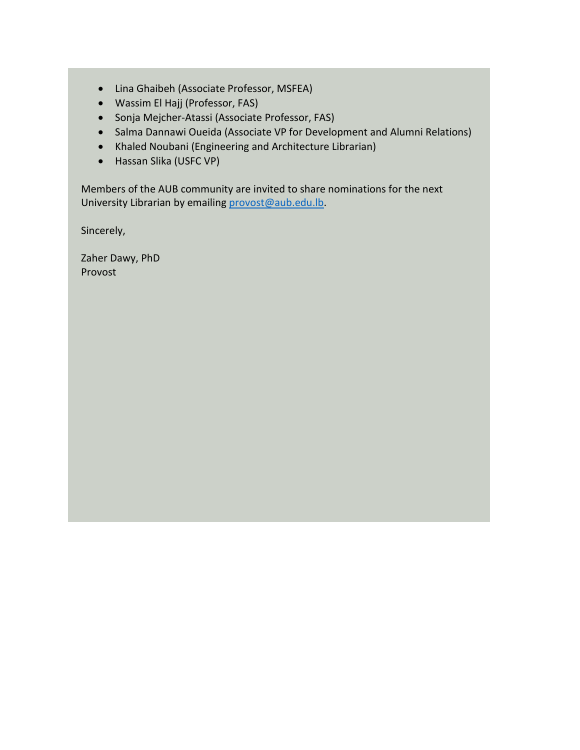- Lina Ghaibeh (Associate Professor, MSFEA)
- Wassim El Hajj (Professor, FAS)
- Sonja Mejcher-Atassi (Associate Professor, FAS)
- Salma Dannawi Oueida (Associate VP for Development and Alumni Relations)
- Khaled Noubani (Engineering and Architecture Librarian)
- Hassan Slika (USFC VP)

Members of the AUB community are invited to share nominations for the next University Librarian by emailing provost@aub.edu.lb.

Sincerely,

Zaher Dawy, PhD
Provost